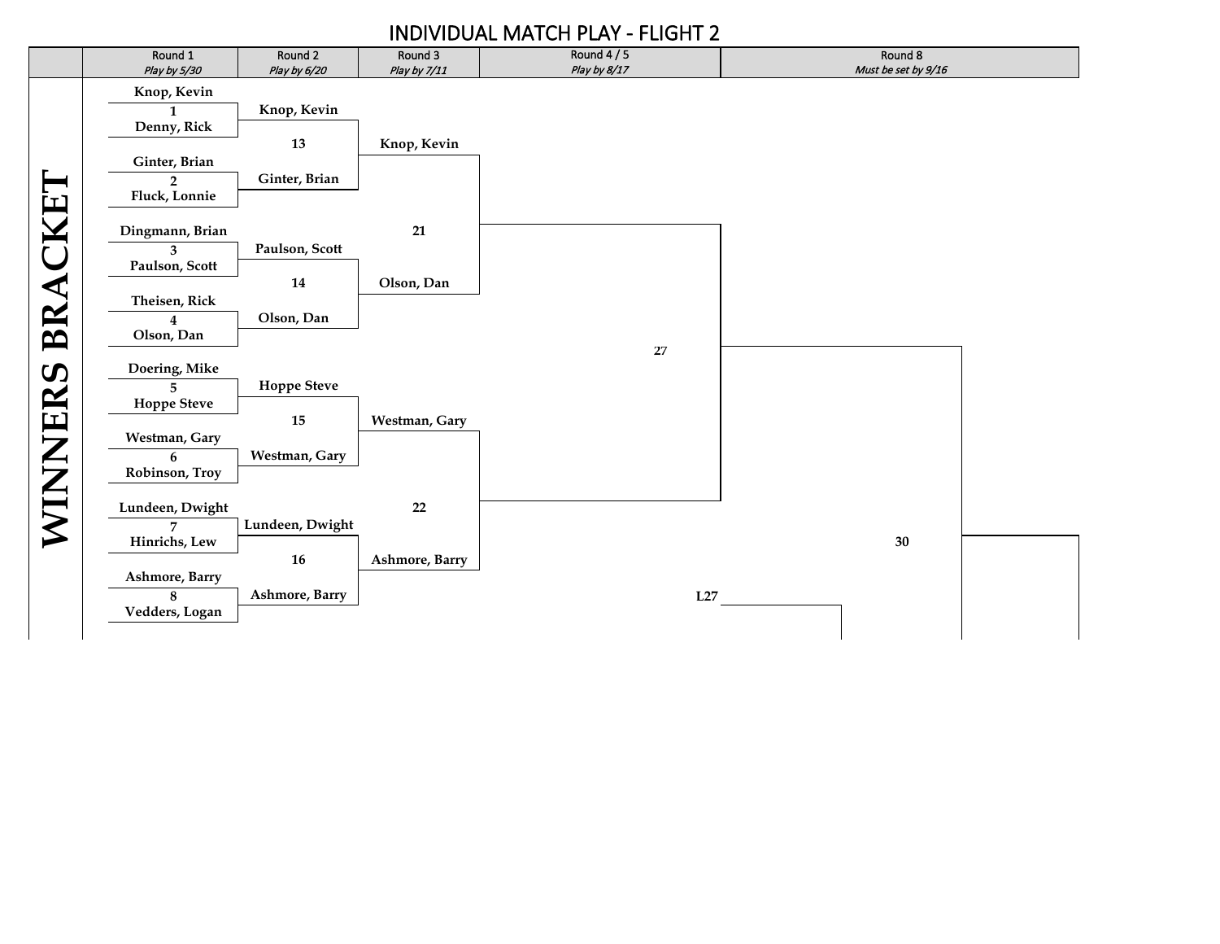# INDIVIDUAL MATCH PLAY - FLIGHT 2

## WINNERS BRACKET

| Round 1 *Play by 5/30* | Round 2 *Play by 6/20* | Round 3 *Play by 7/11* | Round 4 / 5 *Play by 8/17* | Round 8 *Must be set by 9/16* |
|---|---|---|---|---|
| Knop, Kevin | | | | |
| 1 | Knop, Kevin | | | |
| Denny, Rick | | | | |
| | 13 | Knop, Kevin | | |
| Ginter, Brian | | | | |
| 2 | Ginter, Brian | | | |
| Fluck, Lonnie | | | | |
| Dingmann, Brian | | 21 | | |
| 3 | Paulson, Scott | | | |
| Paulson, Scott | | | | |
| | 14 | Olson, Dan | | |
| Theisen, Rick | | | | |
| 4 | Olson, Dan | | | |
| Olson, Dan | | | | |
| | | | 27 | |
| Doering, Mike | | | | |
| 5 | Hoppe Steve | | | |
| Hoppe Steve | | | | |
| | 15 | Westman, Gary | | |
| Westman, Gary | | | | |
| 6 | Westman, Gary | | | |
| Robinson, Troy | | | | |
| Lundeen, Dwight | | 22 | | |
| 7 | Lundeen, Dwight | | | |
| Hinrichs, Lew | | | | 30 |
| | 16 | Ashmore, Barry | | |
| Ashmore, Barry | | | | |
| 8 | Ashmore, Barry | | L27 | |
| Vedders, Logan | | | | |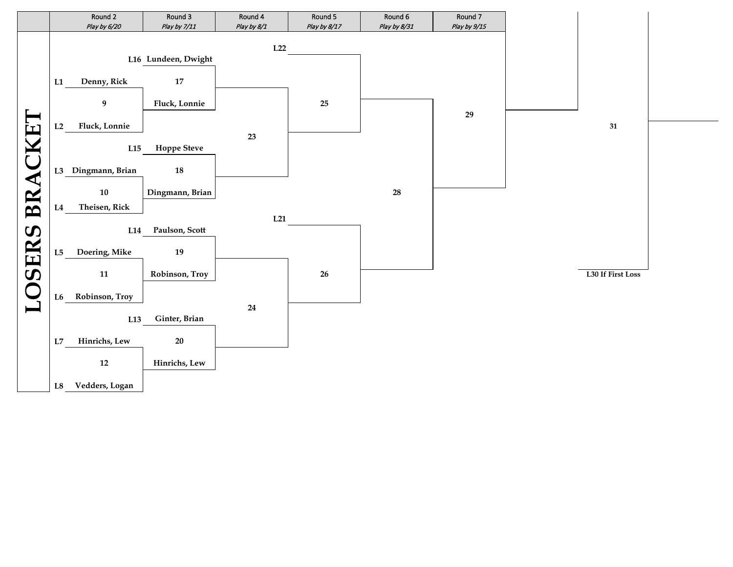# LOSERS BRACKET

| Round 2 | Round 3 | Round 4 | Round 5 | Round 6 | Round 7 |
|---|---|---|---|---|---|
| *Play by 6/20* | *Play by 7/11* | *Play by 8/1* | *Play by 8/17* | *Play by 8/31* | *Play by 9/15* |

L22

L16 Lundeen, Dwight

L1 Denny, Rick

17

9

25

Fluck, Lonnie

29

L2 Fluck, Lonnie

31

L15 Hoppe Steve

23

L3 Dingmann, Brian

18

10

Dingmann, Brian

28

L4 Theisen, Rick

L21

L14 Paulson, Scott

L5 Doering, Mike

19

11

Robinson, Troy

26

L30 If First Loss

L6 Robinson, Troy

24

L13 Ginter, Brian

L7 Hinrichs, Lew

20

12

Hinrichs, Lew

L8 Vedders, Logan